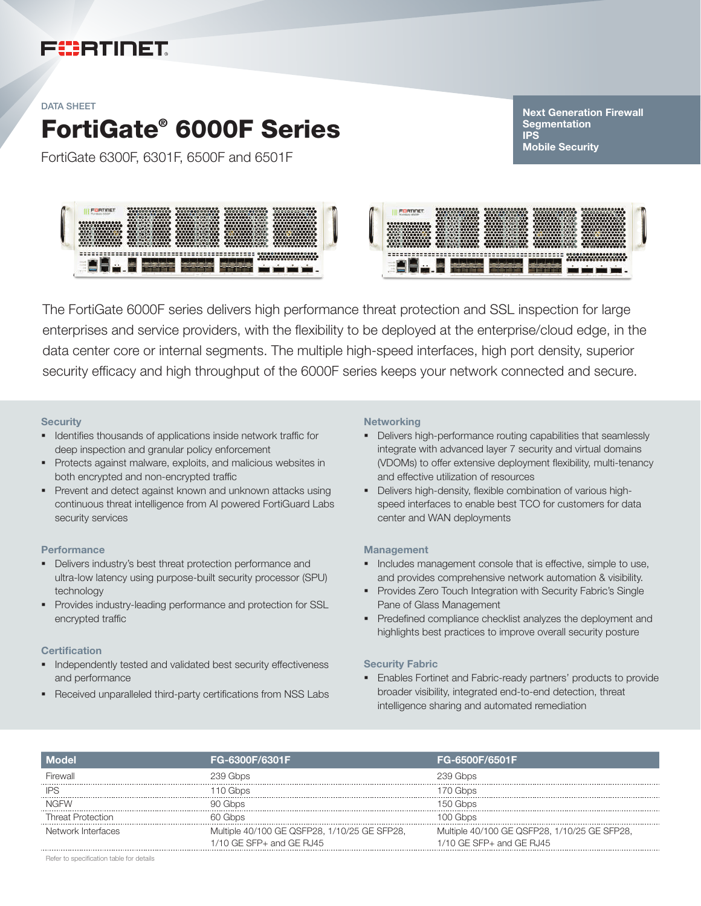FORTINET

DATA SHEET

# FortiGate® 6000F Series

FortiGate 6300F, 6301F, 6500F and 6501F

**Next Generation Firewall**
**Segmentation**
**IPS**
**Mobile Security**

The FortiGate 6000F series delivers high performance threat protection and SSL inspection for large enterprises and service providers, with the flexibility to be deployed at the enterprise/cloud edge, in the data center core or internal segments. The multiple high-speed interfaces, high port density, superior security efficacy and high throughput of the 6000F series keeps your network connected and secure.

### Security

- Identifies thousands of applications inside network traffic for deep inspection and granular policy enforcement
- Protects against malware, exploits, and malicious websites in both encrypted and non-encrypted traffic
- Prevent and detect against known and unknown attacks using continuous threat intelligence from AI powered FortiGuard Labs security services

### Performance

- Delivers industry's best threat protection performance and ultra-low latency using purpose-built security processor (SPU) technology
- Provides industry-leading performance and protection for SSL encrypted traffic

### Certification

- Independently tested and validated best security effectiveness and performance
- Received unparalleled third-party certifications from NSS Labs

### Networking

- Delivers high-performance routing capabilities that seamlessly integrate with advanced layer 7 security and virtual domains (VDOMs) to offer extensive deployment flexibility, multi-tenancy and effective utilization of resources
- Delivers high-density, flexible combination of various high-speed interfaces to enable best TCO for customers for data center and WAN deployments

### Management

- Includes management console that is effective, simple to use, and provides comprehensive network automation & visibility.
- Provides Zero Touch Integration with Security Fabric's Single Pane of Glass Management
- Predefined compliance checklist analyzes the deployment and highlights best practices to improve overall security posture

### Security Fabric

- Enables Fortinet and Fabric-ready partners' products to provide broader visibility, integrated end-to-end detection, threat intelligence sharing and automated remediation

| Model | FG-6300F/6301F | FG-6500F/6501F |
|---|---|---|
| Firewall | 239 Gbps | 239 Gbps |
| IPS | 110 Gbps | 170 Gbps |
| NGFW | 90 Gbps | 150 Gbps |
| Threat Protection | 60 Gbps | 100 Gbps |
| Network Interfaces | Multiple 40/100 GE QSFP28, 1/10/25 GE SFP28, 1/10 GE SFP+ and GE RJ45 | Multiple 40/100 GE QSFP28, 1/10/25 GE SFP28, 1/10 GE SFP+ and GE RJ45 |

Refer to specification table for details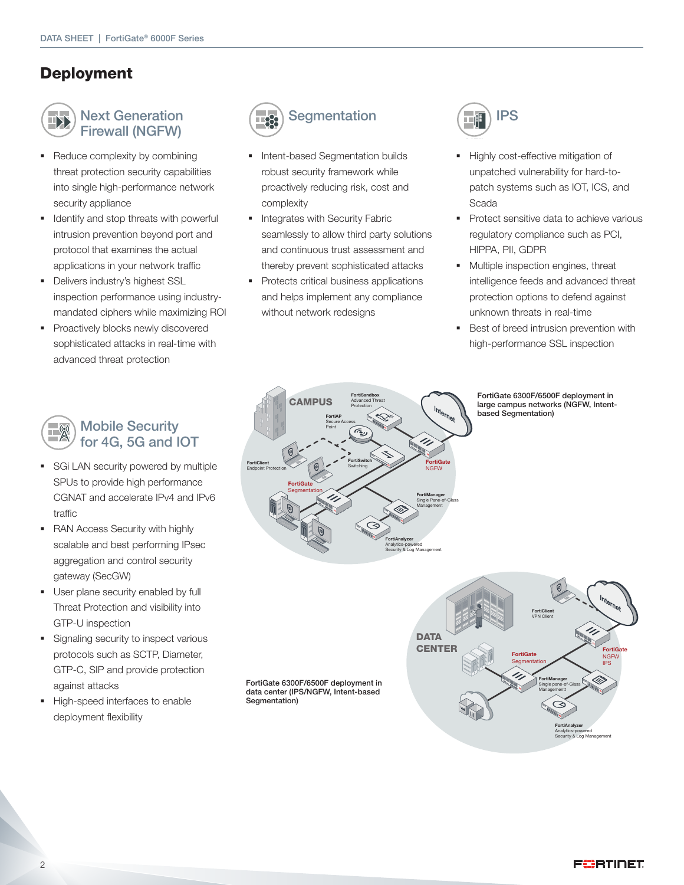# Deployment

## Next Generation Firewall (NGFW)

- Reduce complexity by combining threat protection security capabilities into single high-performance network security appliance
- Identify and stop threats with powerful intrusion prevention beyond port and protocol that examines the actual applications in your network traffic
- Delivers industry's highest SSL inspection performance using industry-mandated ciphers while maximizing ROI
- Proactively blocks newly discovered sophisticated attacks in real-time with advanced threat protection

## Segmentation

- Intent-based Segmentation builds robust security framework while proactively reducing risk, cost and complexity
- Integrates with Security Fabric seamlessly to allow third party solutions and continuous trust assessment and thereby prevent sophisticated attacks
- Protects critical business applications and helps implement any compliance without network redesigns

## IPS

- Highly cost-effective mitigation of unpatched vulnerability for hard-to-patch systems such as IOT, ICS, and Scada
- Protect sensitive data to achieve various regulatory compliance such as PCI, HIPPA, PII, GDPR
- Multiple inspection engines, threat intelligence feeds and advanced threat protection options to defend against unknown threats in real-time
- Best of breed intrusion prevention with high-performance SSL inspection

## Mobile Security for 4G, 5G and IOT

- SGi LAN security powered by multiple SPUs to provide high performance CGNAT and accelerate IPv4 and IPv6 traffic
- RAN Access Security with highly scalable and best performing IPsec aggregation and control security gateway (SecGW)
- User plane security enabled by full Threat Protection and visibility into GTP-U inspection
- Signaling security to inspect various protocols such as SCTP, Diameter, GTP-C, SIP and provide protection against attacks
- High-speed interfaces to enable deployment flexibility

FortiGate 6300F/6500F deployment in large campus networks (NGFW, Intent-based Segmentation)

FortiGate 6300F/6500F deployment in data center (IPS/NGFW, Intent-based Segmentation)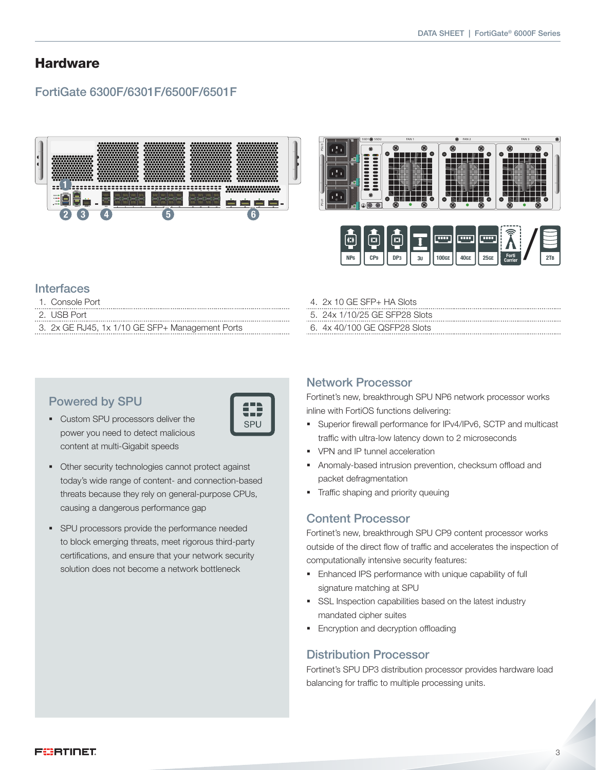# Hardware

## FortiGate 6300F/6301F/6500F/6501F

### Interfaces

1. Console Port
2. USB Port
3. 2x GE RJ45, 1x 1/10 GE SFP+ Management Ports
4. 2x 10 GE SFP+ HA Slots
5. 24x 1/10/25 GE SFP28 Slots
6. 4x 40/100 GE QSFP28 Slots

### Powered by SPU

- Custom SPU processors deliver the power you need to detect malicious content at multi-Gigabit speeds
- Other security technologies cannot protect against today's wide range of content- and connection-based threats because they rely on general-purpose CPUs, causing a dangerous performance gap
- SPU processors provide the performance needed to block emerging threats, meet rigorous third-party certifications, and ensure that your network security solution does not become a network bottleneck

### Network Processor

Fortinet's new, breakthrough SPU NP6 network processor works inline with FortiOS functions delivering:

- Superior firewall performance for IPv4/IPv6, SCTP and multicast traffic with ultra-low latency down to 2 microseconds
- VPN and IP tunnel acceleration
- Anomaly-based intrusion prevention, checksum offload and packet defragmentation
- Traffic shaping and priority queuing

### Content Processor

Fortinet's new, breakthrough SPU CP9 content processor works outside of the direct flow of traffic and accelerates the inspection of computationally intensive security features:

- Enhanced IPS performance with unique capability of full signature matching at SPU
- SSL Inspection capabilities based on the latest industry mandated cipher suites
- Encryption and decryption offloading

### Distribution Processor

Fortinet's SPU DP3 distribution processor provides hardware load balancing for traffic to multiple processing units.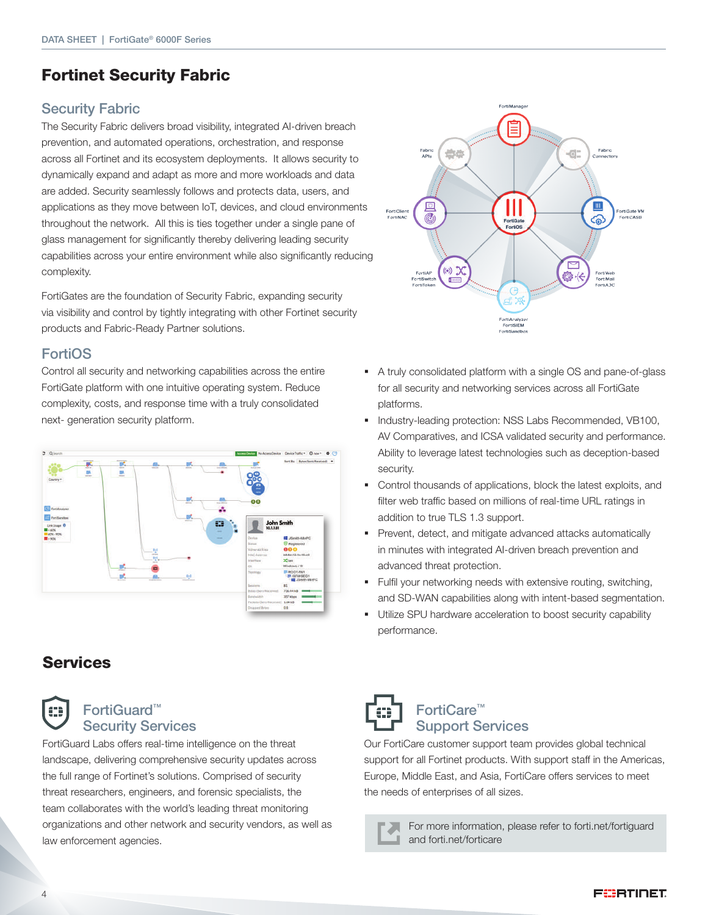# Fortinet Security Fabric

## Security Fabric

The Security Fabric delivers broad visibility, integrated AI-driven breach prevention, and automated operations, orchestration, and response across all Fortinet and its ecosystem deployments. It allows security to dynamically expand and adapt as more and more workloads and data are added. Security seamlessly follows and protects data, users, and applications as they move between IoT, devices, and cloud environments throughout the network. All this is ties together under a single pane of glass management for significantly thereby delivering leading security capabilities across your entire environment while also significantly reducing complexity.

FortiGates are the foundation of Security Fabric, expanding security via visibility and control by tightly integrating with other Fortinet security products and Fabric-Ready Partner solutions.

## FortiOS

Control all security and networking capabilities across the entire FortiGate platform with one intuitive operating system. Reduce complexity, costs, and response time with a truly consolidated next- generation security platform.

- A truly consolidated platform with a single OS and pane-of-glass for all security and networking services across all FortiGate platforms.
- Industry-leading protection: NSS Labs Recommended, VB100, AV Comparatives, and ICSA validated security and performance. Ability to leverage latest technologies such as deception-based security.
- Control thousands of applications, block the latest exploits, and filter web traffic based on millions of real-time URL ratings in addition to true TLS 1.3 support.
- Prevent, detect, and mitigate advanced attacks automatically in minutes with integrated AI-driven breach prevention and advanced threat protection.
- Fulfil your networking needs with extensive routing, switching, and SD-WAN capabilities along with intent-based segmentation.
- Utilize SPU hardware acceleration to boost security capability performance.

# Services

## FortiGuard™ Security Services

FortiGuard Labs offers real-time intelligence on the threat landscape, delivering comprehensive security updates across the full range of Fortinet's solutions. Comprised of security threat researchers, engineers, and forensic specialists, the team collaborates with the world's leading threat monitoring organizations and other network and security vendors, as well as law enforcement agencies.

## FortiCare™ Support Services

Our FortiCare customer support team provides global technical support for all Fortinet products. With support staff in the Americas, Europe, Middle East, and Asia, FortiCare offers services to meet the needs of enterprises of all sizes.

For more information, please refer to forti.net/fortiguard and forti.net/forticare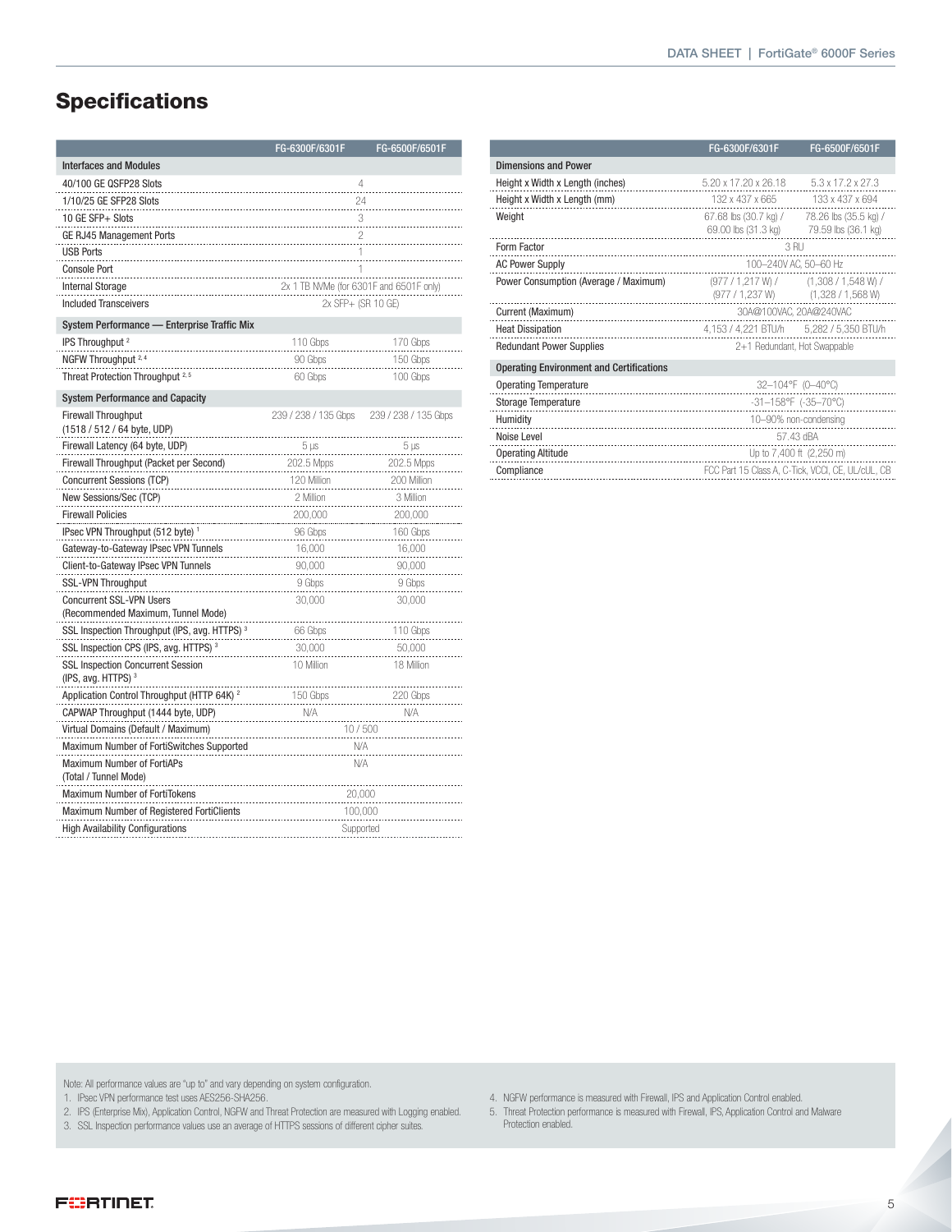## Specifications

| | FG-6300F/6301F | FG-6500F/6501F |
|---|---|---|
| **Interfaces and Modules** | | |
| 40/100 GE QSFP28 Slots | 4 | |
| 1/10/25 GE SFP28 Slots | 24 | |
| 10 GE SFP+ Slots | 3 | |
| GE RJ45 Management Ports | 2 | |
| USB Ports | 1 | |
| Console Port | 1 | |
| Internal Storage | 2x 1 TB NVMe (for 6301F and 6501F only) | |
| Included Transceivers | 2x SFP+ (SR 10 GE) | |
| **System Performance — Enterprise Traffic Mix** | | |
| IPS Throughput [2] | 110 Gbps | 170 Gbps |
| NGFW Throughput [2, 4] | 90 Gbps | 150 Gbps |
| Threat Protection Throughput [2, 5] | 60 Gbps | 100 Gbps |
| **System Performance and Capacity** | | |
| Firewall Throughput (1518 / 512 / 64 byte, UDP) | 239 / 238 / 135 Gbps | 239 / 238 / 135 Gbps |
| Firewall Latency (64 byte, UDP) | 5 µs | 5 µs |
| Firewall Throughput (Packet per Second) | 202.5 Mpps | 202.5 Mpps |
| Concurrent Sessions (TCP) | 120 Million | 200 Million |
| New Sessions/Sec (TCP) | 2 Million | 3 Million |
| Firewall Policies | 200,000 | 200,000 |
| IPsec VPN Throughput (512 byte) [1] | 96 Gbps | 160 Gbps |
| Gateway-to-Gateway IPsec VPN Tunnels | 16,000 | 16,000 |
| Client-to-Gateway IPsec VPN Tunnels | 90,000 | 90,000 |
| SSL-VPN Throughput | 9 Gbps | 9 Gbps |
| Concurrent SSL-VPN Users (Recommended Maximum, Tunnel Mode) | 30,000 | 30,000 |
| SSL Inspection Throughput (IPS, avg. HTTPS) [3] | 66 Gbps | 110 Gbps |
| SSL Inspection CPS (IPS, avg. HTTPS) [3] | 30,000 | 50,000 |
| SSL Inspection Concurrent Session (IPS, avg. HTTPS) [3] | 10 Million | 18 Million |
| Application Control Throughput (HTTP 64K) [2] | 150 Gbps | 220 Gbps |
| CAPWAP Throughput (1444 byte, UDP) | N/A | N/A |
| Virtual Domains (Default / Maximum) | 10 / 500 | |
| Maximum Number of FortiSwitches Supported | N/A | |
| Maximum Number of FortiAPs (Total / Tunnel Mode) | N/A | |
| Maximum Number of FortiTokens | 20,000 | |
| Maximum Number of Registered FortiClients | 100,000 | |
| High Availability Configurations | Supported | |

| | FG-6300F/6301F | FG-6500F/6501F |
|---|---|---|
| **Dimensions and Power** | | |
| Height x Width x Length (inches) | 5.20 x 17.20 x 26.18 | 5.3 x 17.2 x 27.3 |
| Height x Width x Length (mm) | 132 x 437 x 665 | 133 x 437 x 694 |
| Weight | 67.68 lbs (30.7 kg) / 69.00 lbs (31.3 kg) | 78.26 lbs (35.5 kg) / 79.59 lbs (36.1 kg) |
| Form Factor | 3 RU | |
| AC Power Supply | 100–240V AC, 50–60 Hz | |
| Power Consumption (Average / Maximum) | (977 / 1,217 W) / (977 / 1,237 W) | (1,308 / 1,548 W) / (1,328 / 1,568 W) |
| Current (Maximum) | 30A@100VAC, 20A@240VAC | |
| Heat Dissipation | 4,153 / 4,221 BTU/h | 5,282 / 5,350 BTU/h |
| Redundant Power Supplies | 2+1 Redundant, Hot Swappable | |
| **Operating Environment and Certifications** | | |
| Operating Temperature | 32–104°F (0–40°C) | |
| Storage Temperature | -31–158°F (-35–70°C) | |
| Humidity | 10–90% non-condensing | |
| Noise Level | 57.43 dBA | |
| Operating Altitude | Up to 7,400 ft (2,250 m) | |
| Compliance | FCC Part 15 Class A, C-Tick, VCCI, CE, UL/cUL, CB | |

Note: All performance values are "up to" and vary depending on system configuration.

1. IPsec VPN performance test uses AES256-SHA256.
2. IPS (Enterprise Mix), Application Control, NGFW and Threat Protection are measured with Logging enabled.
3. SSL Inspection performance values use an average of HTTPS sessions of different cipher suites.
4. NGFW performance is measured with Firewall, IPS and Application Control enabled.
5. Threat Protection performance is measured with Firewall, IPS, Application Control and Malware Protection enabled.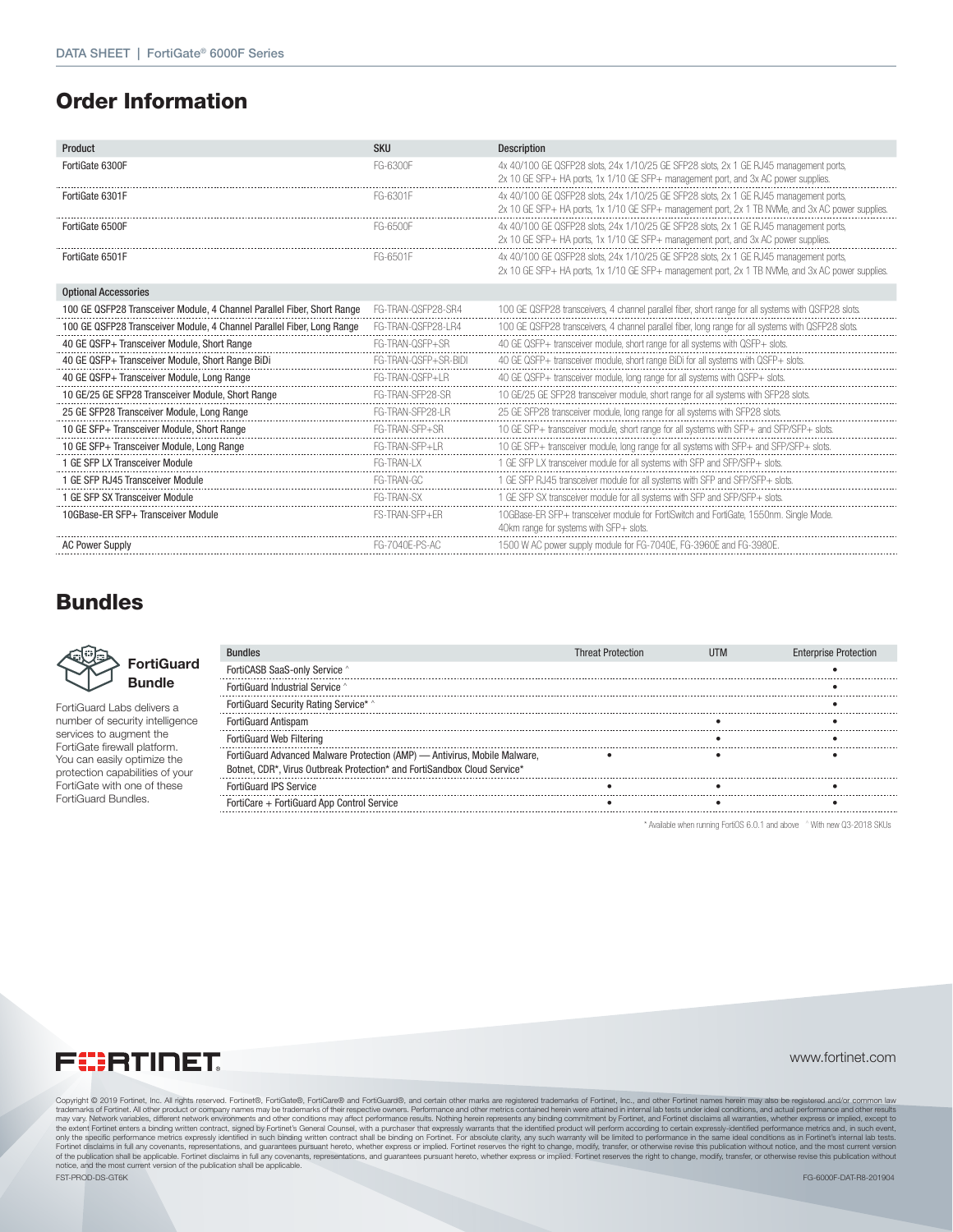## Order Information

| Product | SKU | Description |
|---|---|---|
| FortiGate 6300F | FG-6300F | 4x 40/100 GE QSFP28 slots, 24x 1/10/25 GE SFP28 slots, 2x 1 GE RJ45 management ports, 2x 10 GE SFP+ HA ports, 1x 1/10 GE SFP+ management port, and 3x AC power supplies. |
| FortiGate 6301F | FG-6301F | 4x 40/100 GE QSFP28 slots, 24x 1/10/25 GE SFP28 slots, 2x 1 GE RJ45 management ports, 2x 10 GE SFP+ HA ports, 1x 1/10 GE SFP+ management port, 2x 1 TB NVMe, and 3x AC power supplies. |
| FortiGate 6500F | FG-6500F | 4x 40/100 GE QSFP28 slots, 24x 1/10/25 GE SFP28 slots, 2x 1 GE RJ45 management ports, 2x 10 GE SFP+ HA ports, 1x 1/10 GE SFP+ management port, and 3x AC power supplies. |
| FortiGate 6501F | FG-6501F | 4x 40/100 GE QSFP28 slots, 24x 1/10/25 GE SFP28 slots, 2x 1 GE RJ45 management ports, 2x 10 GE SFP+ HA ports, 1x 1/10 GE SFP+ management port, 2x 1 TB NVMe, and 3x AC power supplies. |
| **Optional Accessories** | | |
| 100 GE QSFP28 Transceiver Module, 4 Channel Parallel Fiber, Short Range | FG-TRAN-QSFP28-SR4 | 100 GE QSFP28 transceivers, 4 channel parallel fiber, short range for all systems with QSFP28 slots. |
| 100 GE QSFP28 Transceiver Module, 4 Channel Parallel Fiber, Long Range | FG-TRAN-QSFP28-LR4 | 100 GE QSFP28 transceivers, 4 channel parallel fiber, long range for all systems with QSFP28 slots. |
| 40 GE QSFP+ Transceiver Module, Short Range | FG-TRAN-QSFP+SR | 40 GE QSFP+ transceiver module, short range for all systems with QSFP+ slots. |
| 40 GE QSFP+ Transceiver Module, Short Range BiDi | FG-TRAN-QSFP+SR-BIDI | 40 GE QSFP+ transceiver module, short range BiDi for all systems with QSFP+ slots. |
| 40 GE QSFP+ Transceiver Module, Long Range | FG-TRAN-QSFP+LR | 40 GE QSFP+ transceiver module, long range for all systems with QSFP+ slots. |
| 10 GE/25 GE SFP28 Transceiver Module, Short Range | FG-TRAN-SFP28-SR | 10 GE/25 GE SFP28 transceiver module, short range for all systems with SFP28 slots. |
| 25 GE SFP28 Transceiver Module, Long Range | FG-TRAN-SFP28-LR | 25 GE SFP28 transceiver module, long range for all systems with SFP28 slots. |
| 10 GE SFP+ Transceiver Module, Short Range | FG-TRAN-SFP+SR | 10 GE SFP+ transceiver module, short range for all systems with SFP+ and SFP/SFP+ slots. |
| 10 GE SFP+ Transceiver Module, Long Range | FG-TRAN-SFP+LR | 10 GE SFP+ transceiver module, long range for all systems with SFP+ and SFP/SFP+ slots. |
| 1 GE SFP LX Transceiver Module | FG-TRAN-LX | 1 GE SFP LX transceiver module for all systems with SFP and SFP/SFP+ slots. |
| 1 GE SFP RJ45 Transceiver Module | FG-TRAN-GC | 1 GE SFP RJ45 transceiver module for all systems with SFP and SFP/SFP+ slots. |
| 1 GE SFP SX Transceiver Module | FG-TRAN-SX | 1 GE SFP SX transceiver module for all systems with SFP and SFP/SFP+ slots. |
| 10GBase-ER SFP+ Transceiver Module | FS-TRAN-SFP+ER | 10GBase-ER SFP+ transceiver module for FortiSwitch and FortiGate, 1550nm. Single Mode. 40km range for systems with SFP+ slots. |
| AC Power Supply | FG-7040E-PS-AC | 1500 W AC power supply module for FG-7040E, FG-3960E and FG-3980E. |

## Bundles

**FortiGuard Bundle**

FortiGuard Labs delivers a number of security intelligence services to augment the FortiGate firewall platform. You can easily optimize the protection capabilities of your FortiGate with one of these FortiGuard Bundles.

| Bundles | Threat Protection | UTM | Enterprise Protection |
|---|---|---|---|
| FortiCASB SaaS-only Service ^ | | | • |
| FortiGuard Industrial Service ^ | | | • |
| FortiGuard Security Rating Service* ^ | | | • |
| FortiGuard Antispam | | • | • |
| FortiGuard Web Filtering | | • | • |
| FortiGuard Advanced Malware Protection (AMP) — Antivirus, Mobile Malware, Botnet, CDR*, Virus Outbreak Protection* and FortiSandbox Cloud Service* | • | • | • |
| FortiGuard IPS Service | • | • | • |
| FortiCare + FortiGuard App Control Service | • | • | • |

\* Available when running FortiOS 6.0.1 and above ^ With new Q3-2018 SKUs

www.fortinet.com

Copyright © 2019 Fortinet, Inc. All rights reserved. Fortinet®, FortiGate®, FortiCare® and FortiGuard®, and certain other marks are registered trademarks of Fortinet, Inc., and other Fortinet names herein may also be registered and/or common law trademarks of Fortinet. All other product or company names may be trademarks of their respective owners. Performance and other metrics contained herein were attained in internal lab tests under ideal conditions, and actual performance and other results may vary. Network variables, different network environments and other conditions may affect performance results. Nothing herein represents any binding commitment by Fortinet, and Fortinet disclaims all warranties, whether express or implied, except to the extent Fortinet enters a binding written contract, signed by Fortinet's General Counsel, with a purchaser that expressly warrants that the identified product will perform according to certain expressly-identified performance metrics and, in such event, only the specific performance metrics expressly identified in such binding written contract shall be binding on Fortinet. For absolute clarity, any such warranty will be limited to performance in the same ideal conditions as in Fortinet's internal lab tests. Fortinet disclaims in full any covenants, representations, and guarantees pursuant hereto, whether express or implied. Fortinet reserves the right to change, modify, transfer, or otherwise revise this publication without notice, and the most current version of the publication shall be applicable. Fortinet disclaims in full any covenants, representations, and guarantees pursuant hereto, whether express or implied. Fortinet reserves the right to change, modify, transfer, or otherwise revise this publication without notice, and the most current version of the publication shall be applicable.

FST-PROD-DS-GT6K

FG-6000F-DAT-R8-201904